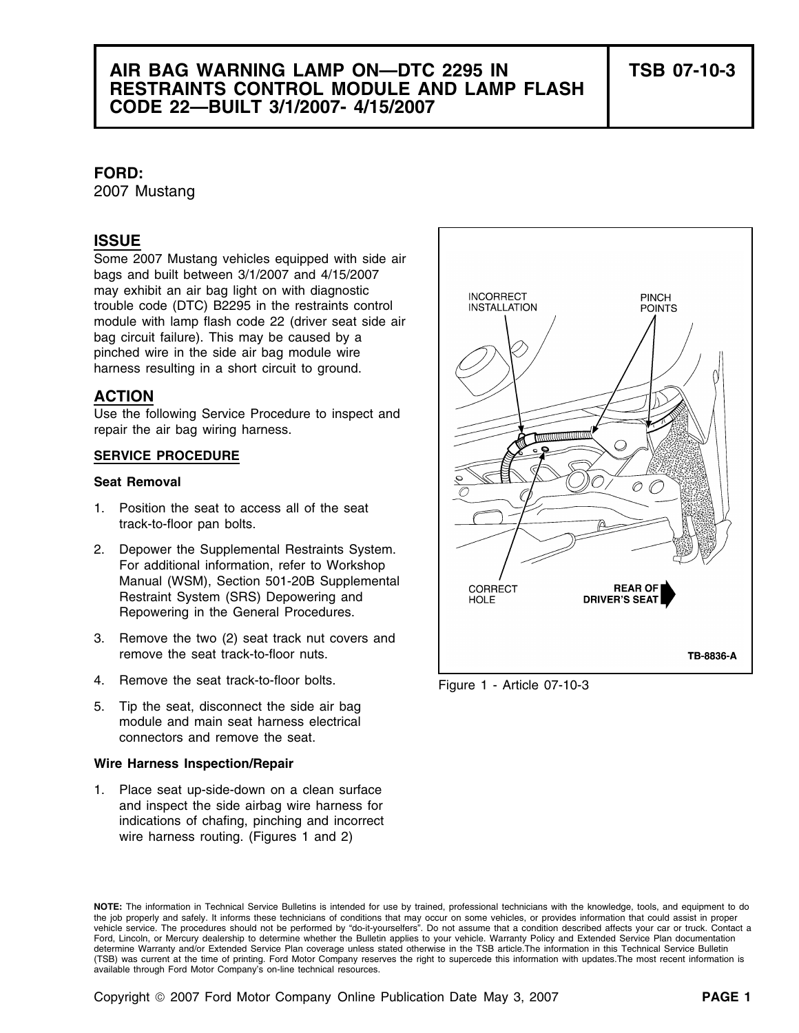# AIR BAG WARNING LAMP ON—DTC 2295 IN RESTRAINTS CONTROL MODULE AND LAMP FLASH CODE 22—BUILT 3/1/2007- 4/15/2007

**TSB 07-10-3**

**FORD:**
2007 Mustang

## ISSUE

Some 2007 Mustang vehicles equipped with side air bags and built between 3/1/2007 and 4/15/2007 may exhibit an air bag light on with diagnostic trouble code (DTC) B2295 in the restraints control module with lamp flash code 22 (driver seat side air bag circuit failure). This may be caused by a pinched wire in the side air bag module wire harness resulting in a short circuit to ground.

## ACTION

Use the following Service Procedure to inspect and repair the air bag wiring harness.

### SERVICE PROCEDURE

**Seat Removal**

1. Position the seat to access all of the seat track-to-floor pan bolts.
2. Depower the Supplemental Restraints System. For additional information, refer to Workshop Manual (WSM), Section 501-20B Supplemental Restraint System (SRS) Depowering and Repowering in the General Procedures.
3. Remove the two (2) seat track nut covers and remove the seat track-to-floor nuts.
4. Remove the seat track-to-floor bolts.
5. Tip the seat, disconnect the side air bag module and main seat harness electrical connectors and remove the seat.

**Wire Harness Inspection/Repair**

1. Place seat up-side-down on a clean surface and inspect the side airbag wire harness for indications of chafing, pinching and incorrect wire harness routing. (Figures 1 and 2)

INCORRECT INSTALLATION

PINCH POINTS

CORRECT HOLE

REAR OF DRIVER'S SEAT

TB-8836-A

Figure 1 - Article 07-10-3

**NOTE:** The information in Technical Service Bulletins is intended for use by trained, professional technicians with the knowledge, tools, and equipment to do the job properly and safely. It informs these technicians of conditions that may occur on some vehicles, or provides information that could assist in proper vehicle service. The procedures should not be performed by "do-it-yourselfers". Do not assume that a condition described affects your car or truck. Contact a Ford, Lincoln, or Mercury dealership to determine whether the Bulletin applies to your vehicle. Warranty Policy and Extended Service Plan documentation determine Warranty and/or Extended Service Plan coverage unless stated otherwise in the TSB article.The information in this Technical Service Bulletin (TSB) was current at the time of printing. Ford Motor Company reserves the right to supercede this information with updates.The most recent information is available through Ford Motor Company's on-line technical resources.

Copyright © 2007 Ford Motor Company Online Publication Date May 3, 2007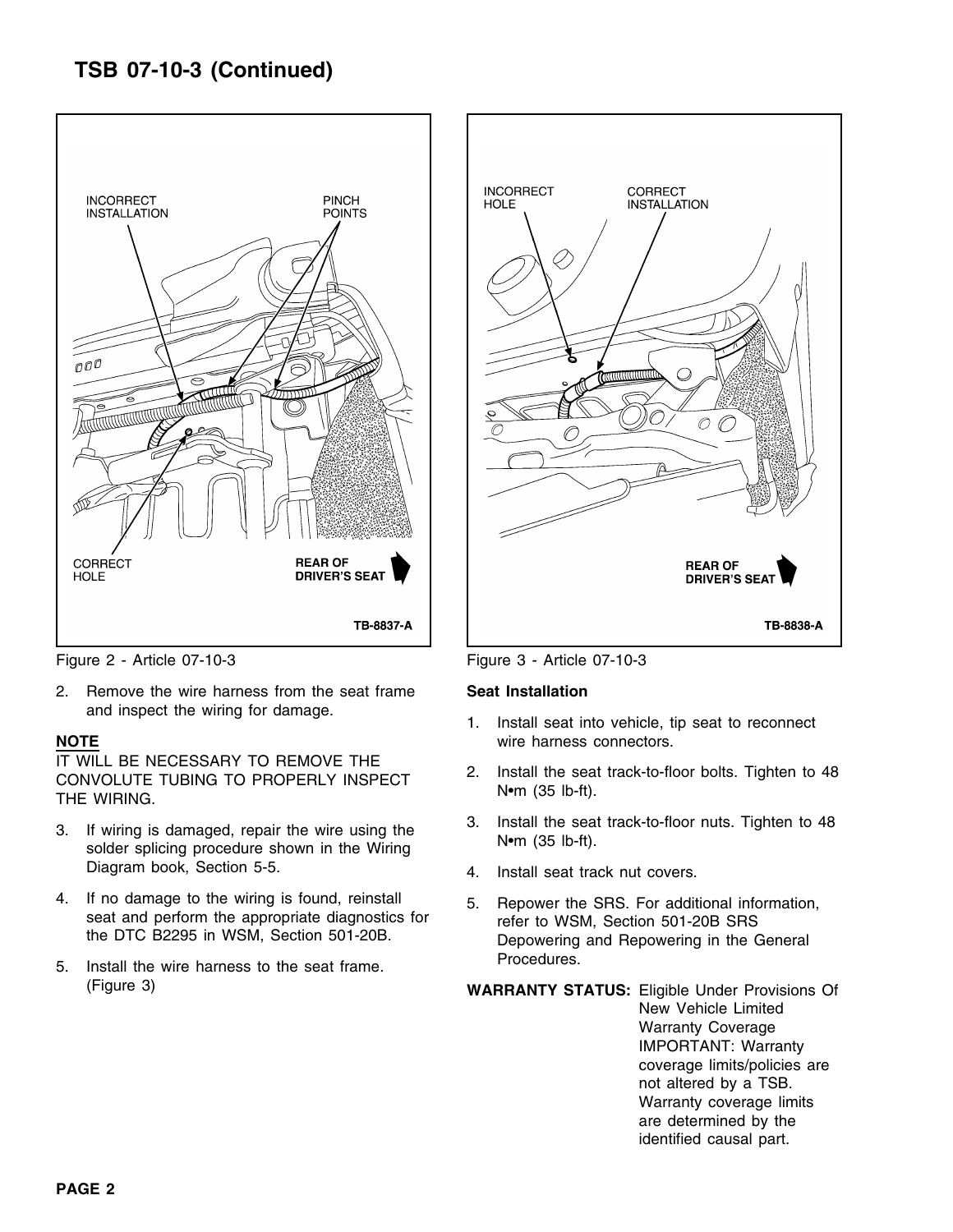## TSB 07-10-3 (Continued)

Figure 2 - Article 07-10-3

Figure 3 - Article 07-10-3

2. Remove the wire harness from the seat frame and inspect the wiring for damage.

**NOTE**
IT WILL BE NECESSARY TO REMOVE THE CONVOLUTE TUBING TO PROPERLY INSPECT THE WIRING.

3. If wiring is damaged, repair the wire using the solder splicing procedure shown in the Wiring Diagram book, Section 5-5.
4. If no damage to the wiring is found, reinstall seat and perform the appropriate diagnostics for the DTC B2295 in WSM, Section 501-20B.
5. Install the wire harness to the seat frame. (Figure 3)

**Seat Installation**

1. Install seat into vehicle, tip seat to reconnect wire harness connectors.
2. Install the seat track-to-floor bolts. Tighten to 48 N•m (35 lb-ft).
3. Install the seat track-to-floor nuts. Tighten to 48 N•m (35 lb-ft).
4. Install seat track nut covers.
5. Repower the SRS. For additional information, refer to WSM, Section 501-20B SRS Depowering and Repowering in the General Procedures.

**WARRANTY STATUS:** Eligible Under Provisions Of New Vehicle Limited Warranty Coverage IMPORTANT: Warranty coverage limits/policies are not altered by a TSB. Warranty coverage limits are determined by the identified causal part.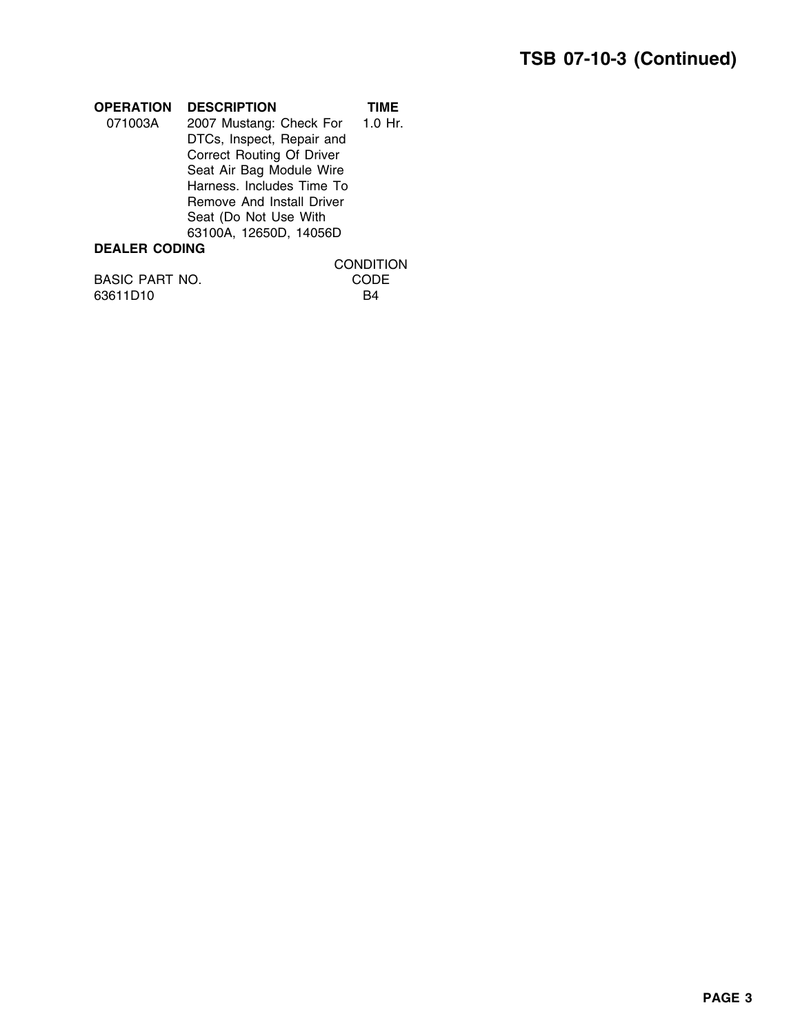| OPERATION | DESCRIPTION | TIME |
| --- | --- | --- |
| 071003A | 2007 Mustang: Check For DTCs, Inspect, Repair and Correct Routing Of Driver Seat Air Bag Module Wire Harness. Includes Time To Remove And Install Driver Seat (Do Not Use With 63100A, 12650D, 14056D | 1.0 Hr. |

**DEALER CODING**

| BASIC PART NO. | CONDITION CODE |
| --- | --- |
| 63611D10 | B4 |